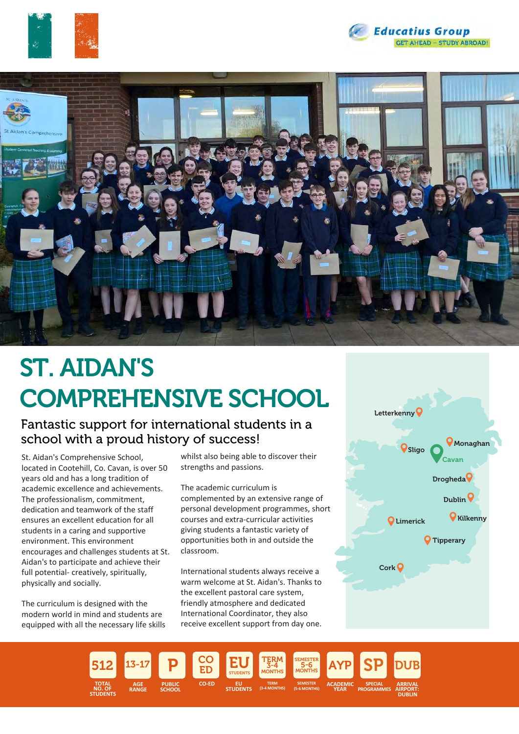Educatius Group

GET AHEAD – STUDY ABROAD!

# ST. AIDAN'S COMPREHENSIVE SCHOOL

## Fantastic support for international students in a school with a proud history of success!

St. Aidan's Comprehensive School, located in Cootehill, Co. Cavan, is over 50 years old and has a long tradition of academic excellence and achievements. The professionalism, commitment, dedication and teamwork of the staff ensures an excellent education for all students in a caring and supportive environment. This environment encourages and challenges students at St. Aidan's to participate and achieve their full potential- creatively, spiritually, physically and socially.

The curriculum is designed with the modern world in mind and students are equipped with all the necessary life skills whilst also being able to discover their strengths and passions.

The academic curriculum is complemented by an extensive range of personal development programmes, short courses and extra-curricular activities giving students a fantastic variety of opportunities both in and outside the classroom.

International students always receive a warm welcome at St. Aidan's. Thanks to the excellent pastoral care system, friendly atmosphere and dedicated International Coordinator, they also receive excellent support from day one.

Letterkenny, Sligo, Monaghan, Cavan, Drogheda, Dublin, Limerick, Kilkenny, Tipperary, Cork

- **512** – TOTAL NO. OF STUDENTS
- **13-17** – AGE RANGE
- **P** – PUBLIC SCHOOL
- **CO ED** – CO-ED
- **EU** – EU STUDENTS
- **TERM 3-4 MONTHS** – TERM (3-4 MONTHS)
- **SEMESTER 5-6 MONTHS** – SEMESTER (5-6 MONTHS)
- **AYP** – ACADEMIC YEAR
- **SP** – SPECIAL PROGRAMMES
- **DUB** – ARRIVAL AIRPORT: DUBLIN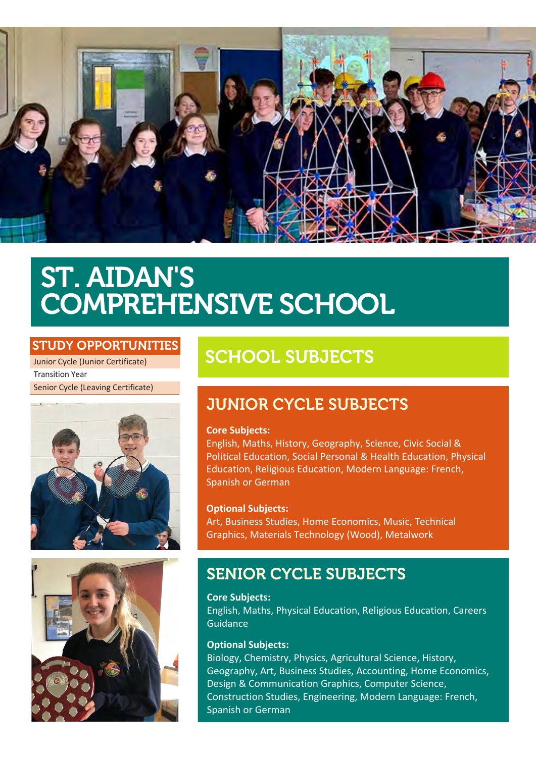# ST. AIDAN'S COMPREHENSIVE SCHOOL

## STUDY OPPORTUNITIES

- Junior Cycle (Junior Certificate)
- Transition Year
- Senior Cycle (Leaving Certificate)

## SCHOOL SUBJECTS

### JUNIOR CYCLE SUBJECTS

**Core Subjects:**
English, Maths, History, Geography, Science, Civic Social & Political Education, Social Personal & Health Education, Physical Education, Religious Education, Modern Language: French, Spanish or German

**Optional Subjects:**
Art, Business Studies, Home Economics, Music, Technical Graphics, Materials Technology (Wood), Metalwork

### SENIOR CYCLE SUBJECTS

**Core Subjects:**
English, Maths, Physical Education, Religious Education, Careers Guidance

**Optional Subjects:**
Biology, Chemistry, Physics, Agricultural Science, History, Geography, Art, Business Studies, Accounting, Home Economics, Design & Communication Graphics, Computer Science, Construction Studies, Engineering, Modern Language: French, Spanish or German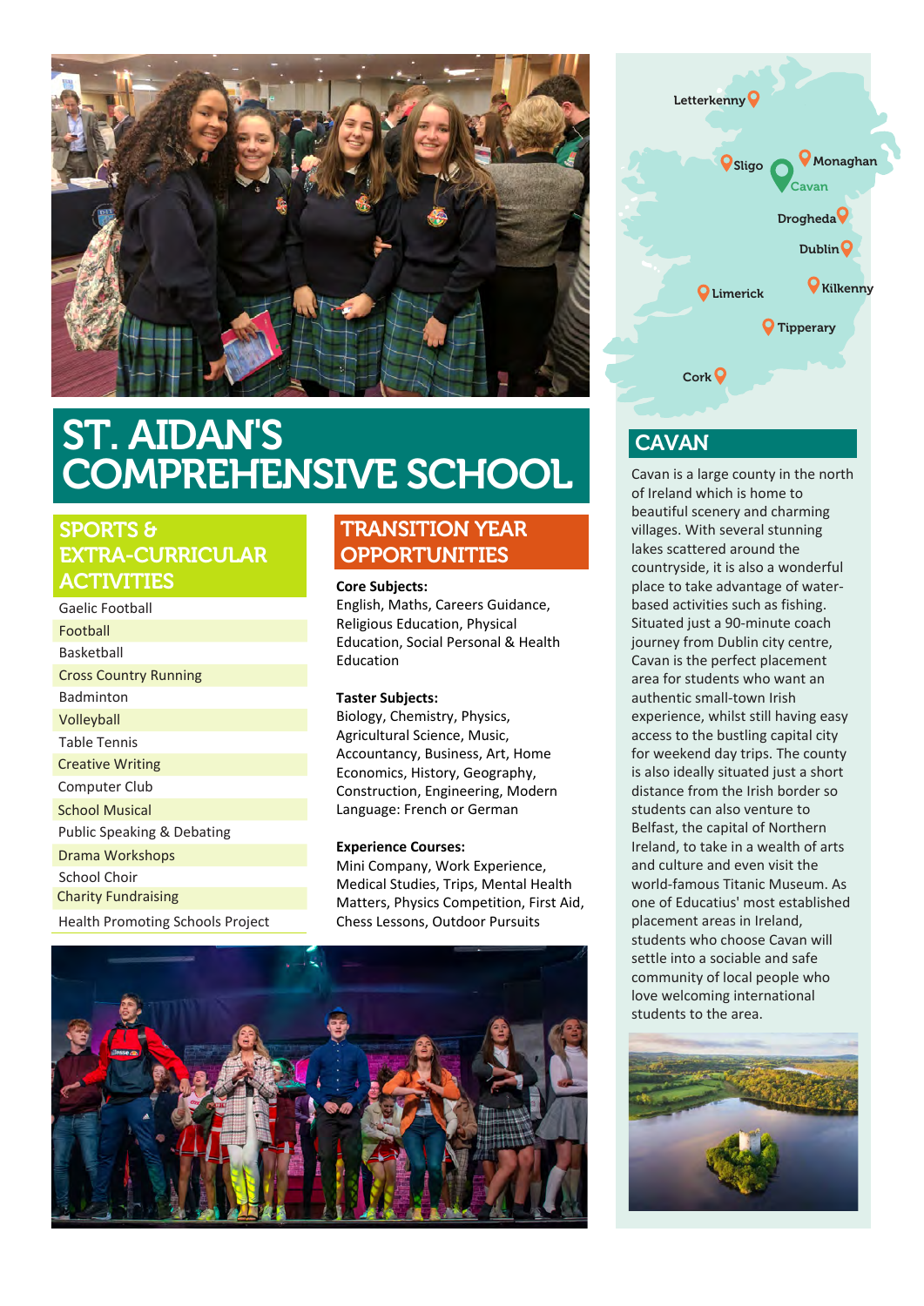# ST. AIDAN'S COMPREHENSIVE SCHOOL

## SPORTS & EXTRA-CURRICULAR ACTIVITIES

- Gaelic Football
- Football
- Basketball
- Cross Country Running
- Badminton
- Volleyball
- Table Tennis
- Creative Writing
- Computer Club
- School Musical
- Public Speaking & Debating
- Drama Workshops
- School Choir
- Charity Fundraising
- Health Promoting Schools Project

## TRANSITION YEAR OPPORTUNITIES

**Core Subjects:**
English, Maths, Careers Guidance, Religious Education, Physical Education, Social Personal & Health Education

**Taster Subjects:**
Biology, Chemistry, Physics, Agricultural Science, Music, Accountancy, Business, Art, Home Economics, History, Geography, Construction, Engineering, Modern Language: French or German

**Experience Courses:**
Mini Company, Work Experience, Medical Studies, Trips, Mental Health Matters, Physics Competition, First Aid, Chess Lessons, Outdoor Pursuits

Letterkenny
Sligo
Monaghan
Cavan
Drogheda
Dublin
Limerick
Kilkenny
Tipperary
Cork

## CAVAN

Cavan is a large county in the north of Ireland which is home to beautiful scenery and charming villages. With several stunning lakes scattered around the countryside, it is also a wonderful place to take advantage of water-based activities such as fishing. Situated just a 90-minute coach journey from Dublin city centre, Cavan is the perfect placement area for students who want an authentic small-town Irish experience, whilst still having easy access to the bustling capital city for weekend day trips. The county is also ideally situated just a short distance from the Irish border so students can also venture to Belfast, the capital of Northern Ireland, to take in a wealth of arts and culture and even visit the world-famous Titanic Museum. As one of Educatius' most established placement areas in Ireland, students who choose Cavan will settle into a sociable and safe community of local people who love welcoming international students to the area.